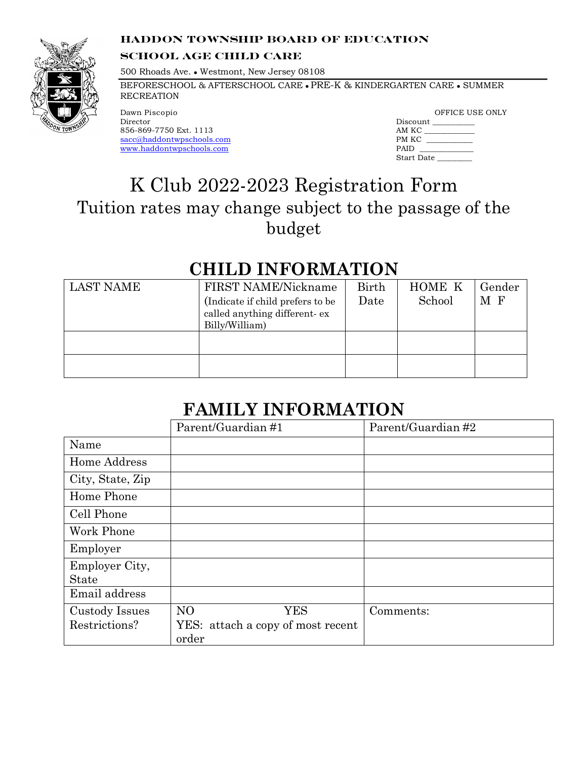**HADDON TOWNSHIP BOARD OF EDUCATION**

**SCHOOL AGE CHILD CARE**

500 Rhoads Ave. • Westmont, New Jersey 08108

BEFORESCHOOL & AFTERSCHOOL CARE • PRE-K & KINDERGARTEN CARE • SUMMER RECREATION

Dawn Piscopio
Director
856-869-7750 Ext. 1113
sacc@haddontwpschools.com
www.haddontwpschools.com

OFFICE USE ONLY
Discount __________
AM KC ___________
PM KC ___________
PAID ____________
Start Date ________

# K Club 2022-2023 Registration Form

## Tuition rates may change subject to the passage of the budget

## CHILD INFORMATION

| LAST NAME | FIRST NAME/Nickname (Indicate if child prefers to be called anything different- ex Billy/William) | Birth Date | HOME K School | Gender M F |
|---|---|---|---|---|
| | | | | |
| | | | | |

## FAMILY INFORMATION

| | Parent/Guardian #1 | Parent/Guardian #2 |
|---|---|---|
| Name | | |
| Home Address | | |
| City, State, Zip | | |
| Home Phone | | |
| Cell Phone | | |
| Work Phone | | |
| Employer | | |
| Employer City, State | | |
| Email address | | |
| Custody Issues Restrictions? | NO YES<br>YES: attach a copy of most recent order | Comments: |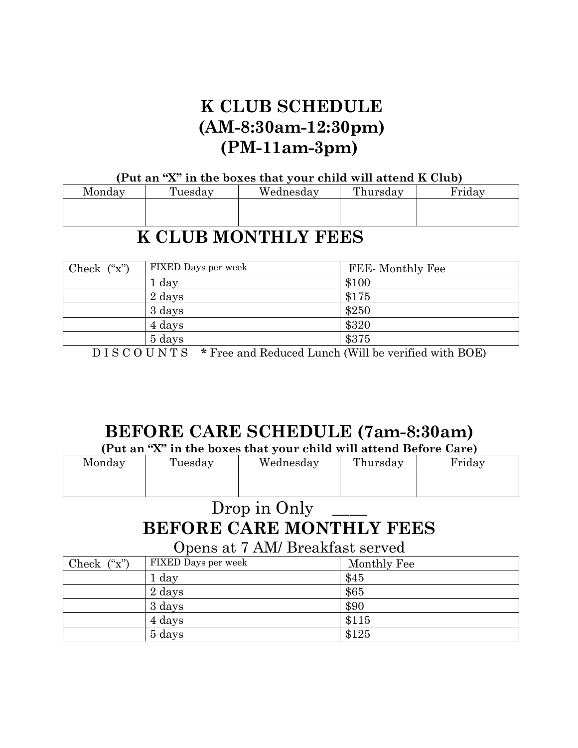# K CLUB SCHEDULE
# (AM-8:30am-12:30pm)
# (PM-11am-3pm)

**(Put an "X" in the boxes that your child will attend K Club)**

| Monday | Tuesday | Wednesday | Thursday | Friday |
|---|---|---|---|---|
| | | | | |

## K CLUB MONTHLY FEES

| Check ("x") | FIXED Days per week | FEE- Monthly Fee |
|---|---|---|
| | 1 day | $100 |
| | 2 days | $175 |
| | 3 days | $250 |
| | 4 days | $320 |
| | 5 days | $375 |

D I S C O U N T S **\*** Free and Reduced Lunch (Will be verified with BOE)

# BEFORE CARE SCHEDULE (7am-8:30am)

**(Put an "X" in the boxes that your child will attend Before Care)**

| Monday | Tuesday | Wednesday | Thursday | Friday |
|---|---|---|---|---|
| | | | | |

Drop in Only ____

## BEFORE CARE MONTHLY FEES

Opens at 7 AM/ Breakfast served

| Check ("x") | FIXED Days per week | Monthly Fee |
|---|---|---|
| | 1 day | $45 |
| | 2 days | $65 |
| | 3 days | $90 |
| | 4 days | $115 |
| | 5 days | $125 |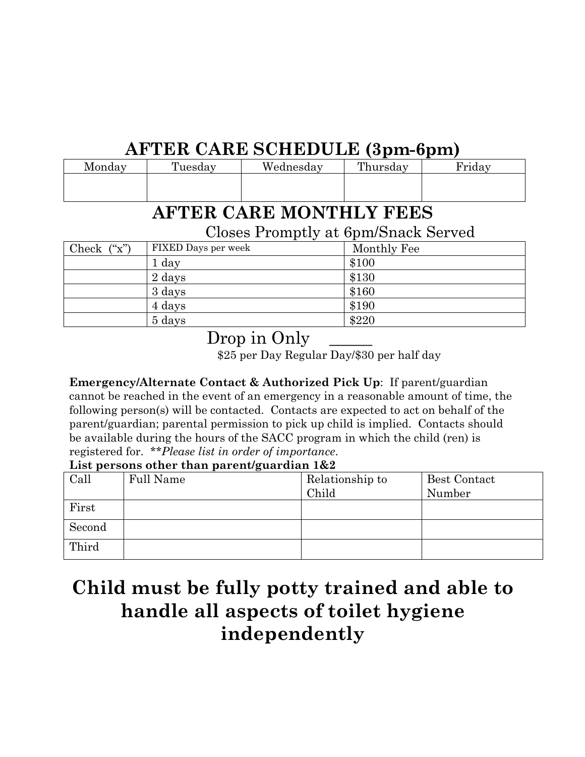# AFTER CARE SCHEDULE (3pm-6pm)

| Monday | Tuesday | Wednesday | Thursday | Friday |
|---|---|---|---|---|
| | | | | |

# AFTER CARE MONTHLY FEES

Closes Promptly at 6pm/Snack Served

| Check ("x") | FIXED Days per week | Monthly Fee |
|---|---|---|
| | 1 day | $100 |
| | 2 days | $130 |
| | 3 days | $160 |
| | 4 days | $190 |
| | 5 days | $220 |

Drop in Only _____

$25 per Day Regular Day/$30 per half day

**Emergency/Alternate Contact & Authorized Pick Up**: If parent/guardian cannot be reached in the event of an emergency in a reasonable amount of time, the following person(s) will be contacted. Contacts are expected to act on behalf of the parent/guardian; parental permission to pick up child is implied. Contacts should be available during the hours of the SACC program in which the child (ren) is registered for. ***\*Please list in order of importance*.**

**List persons other than parent/guardian 1&2**

| Call | Full Name | Relationship to Child | Best Contact Number |
|---|---|---|---|
| First | | | |
| Second | | | |
| Third | | | |

# Child must be fully potty trained and able to handle all aspects of toilet hygiene independently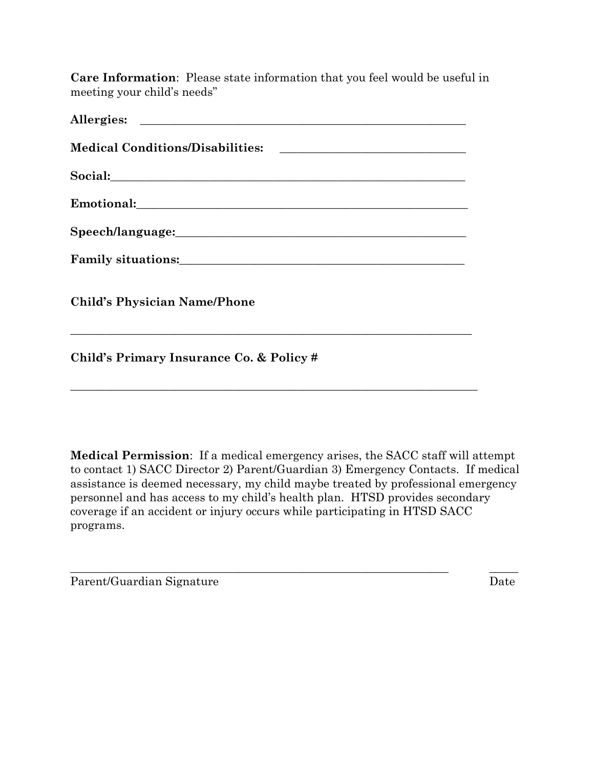**Care Information**: Please state information that you feel would be useful in meeting your child's needs"

**Allergies:** ___________________________________________________________

**Medical Conditions/Disabilities:** ________________________________

**Social:**_________________________________________________________________

**Emotional:**_____________________________________________________________

**Speech/language:**______________________________________________________

**Family situations:**_____________________________________________________

**Child's Physician Name/Phone**

_____________________________________________________________________

**Child's Primary Insurance Co. & Policy #**

_____________________________________________________________________

**Medical Permission**: If a medical emergency arises, the SACC staff will attempt to contact 1) SACC Director 2) Parent/Guardian 3) Emergency Contacts. If medical assistance is deemed necessary, my child maybe treated by professional emergency personnel and has access to my child's health plan. HTSD provides secondary coverage if an accident or injury occurs while participating in HTSD SACC programs.

_________________________________________________________________ _____

Parent/Guardian Signature Date